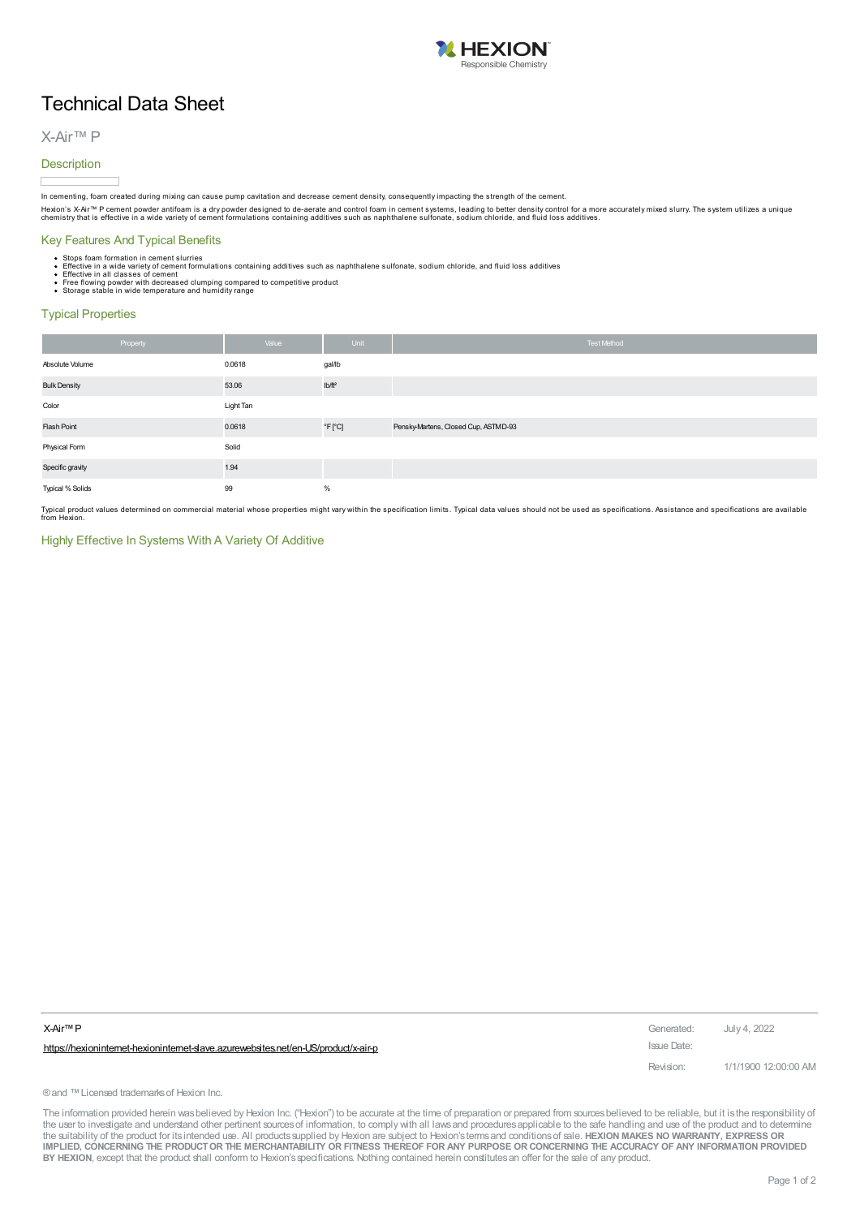# Technical Data Sheet

## X-Air™ P

### Description

In cementing, foam created during mixing can cause pump cavitation and decrease cement density, consequently impacting the strength of the cement.

Hexion's X-Air™ P cement powder antifoam is a dry powder designed to de-aerate and control foam in cement systems, leading to better density control for a more accurately mixed slurry. The system utilizes a unique chemistry that is effective in a wide variety of cement formulations containing additives such as naphthalene sulfonate, sodium chloride, and fluid loss additives.

### Key Features And Typical Benefits

- Stops foam formation in cement slurries
- Effective in a wide variety of cement formulations containing additives such as naphthalene sulfonate, sodium chloride, and fluid loss additives
- Effective in all classes of cement
- Free flowing powder with decreased clumping compared to competitive product
- Storage stable in wide temperature and humidity range

### Typical Properties

| Property | Value | Unit | Test Method |
| --- | --- | --- | --- |
| Absolute Volume | 0.0618 | gal/lb | |
| Bulk Density | 53.06 | lb/ft³ | |
| Color | Light Tan | | |
| Flash Point | 0.0618 | °F [°C] | Pensky-Martens, Closed Cup, ASTM D-93 |
| Physical Form | Solid | | |
| Specific gravity | 1.94 | | |
| Typical % Solids | 99 | % | |

Typical product values determined on commercial material whose properties might vary within the specification limits. Typical data values should not be used as specifications. Assistance and specifications are available from Hexion.

### Highly Effective In Systems With A Variety Of Additive

X-Air™ P

https://hexioninternet-hexioninternet-slave.azurewebsites.net/en-US/product/x-air-p

Generated: July 4, 2022

Issue Date:

Revision: 1/1/1900 12:00:00 AM

® and ™ Licensed trademarks of Hexion Inc.

The information provided herein was believed by Hexion Inc. ("Hexion") to be accurate at the time of preparation or prepared from sources believed to be reliable, but it is the responsibility of the user to investigate and understand other pertinent sources of information, to comply with all laws and procedures applicable to the safe handling and use of the product and to determine the suitability of the product for its intended use. All products supplied by Hexion are subject to Hexion's terms and conditions of sale. **HEXION MAKES NO WARRANTY, EXPRESS OR IMPLIED, CONCERNING THE PRODUCT OR THE MERCHANTABILITY OR FITNESS THEREOF FOR ANY PURPOSE OR CONCERNING THE ACCURACY OF ANY INFORMATION PROVIDED BY HEXION**, except that the product shall conform to Hexion's specifications. Nothing contained herein constitutes an offer for the sale of any product.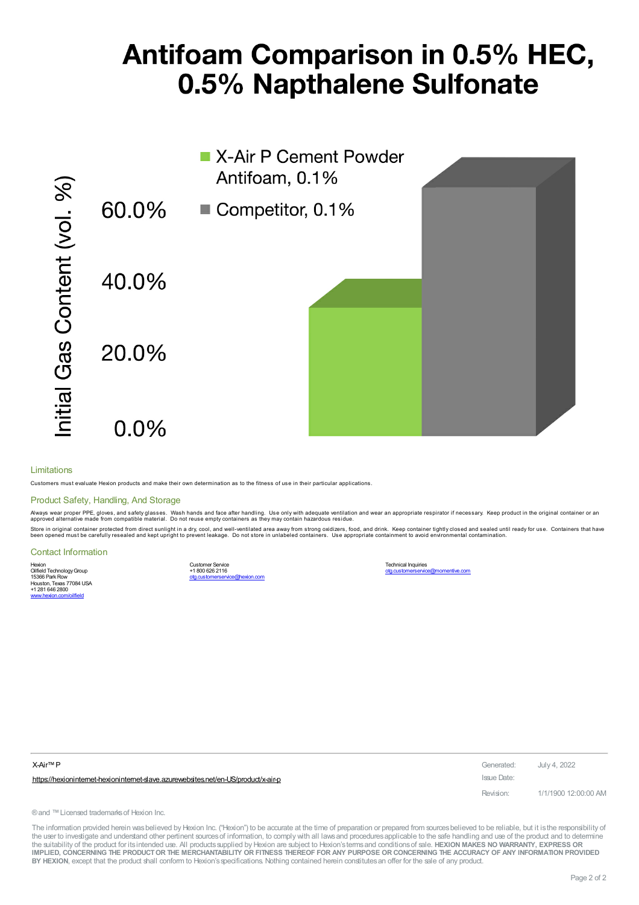# Antifoam Comparison in 0.5% HEC, 0.5% Napthalene Sulfonate

X-Air P Cement Powder Antifoam, 0.1%

Competitor, 0.1%

Initial Gas Content (vol. %)

60.0%

40.0%

20.0%

0.0%

## Limitations

Customers must evaluate Hexion products and make their own determination as to the fitness of use in their particular applications.

## Product Safety, Handling, And Storage

Always wear proper PPE, gloves, and safety glasses. Wash hands and face after handling. Use only with adequate ventilation and wear an appropriate respirator if necessary. Keep product in the original container or an approved alternative made from compatible material. Do not reuse empty containers as they may contain hazardous residue.

Store in original container protected from direct sunlight in a dry, cool, and well-ventilated area away from strong oxidizers, food, and drink. Keep container tightly closed and sealed until ready for use. Containers that have been opened must be carefully resealed and kept upright to prevent leakage. Do not store in unlabeled containers. Use appropriate containment to avoid environmental contamination.

## Contact Information

Hexion
Oilfield Technology Group
15366 Park Row
Houston, Texas 77084 USA
+1 281 646 2800
www.hexion.com/oilfield

Customer Service
+1 800 626 2116
otg.customerservice@hexion.com

Technical Inquiries
otg.customerservice@momentive.com

X-Air™ P

https://hexioninternet-hexioninternet-slave.azurewebsites.net/en-US/product/x-air-p

Generated: July 4, 2022

Issue Date:

Revision: 1/1/1900 12:00:00 AM

® and ™ Licensed trademarks of Hexion Inc.

The information provided herein was believed by Hexion Inc. ("Hexion") to be accurate at the time of preparation or prepared from sources believed to be reliable, but it is the responsibility of the user to investigate and understand other pertinent sources of information, to comply with all laws and procedures applicable to the safe handling and use of the product and to determine the suitability of the product for its intended use. All products supplied by Hexion are subject to Hexion's terms and conditions of sale. **HEXION MAKES NO WARRANTY, EXPRESS OR IMPLIED, CONCERNING THE PRODUCT OR THE MERCHANTABILITY OR FITNESS THEREOF FOR ANY PURPOSE OR CONCERNING THE ACCURACY OF ANY INFORMATION PROVIDED BY HEXION**, except that the product shall conform to Hexion's specifications. Nothing contained herein constitutes an offer for the sale of any product.